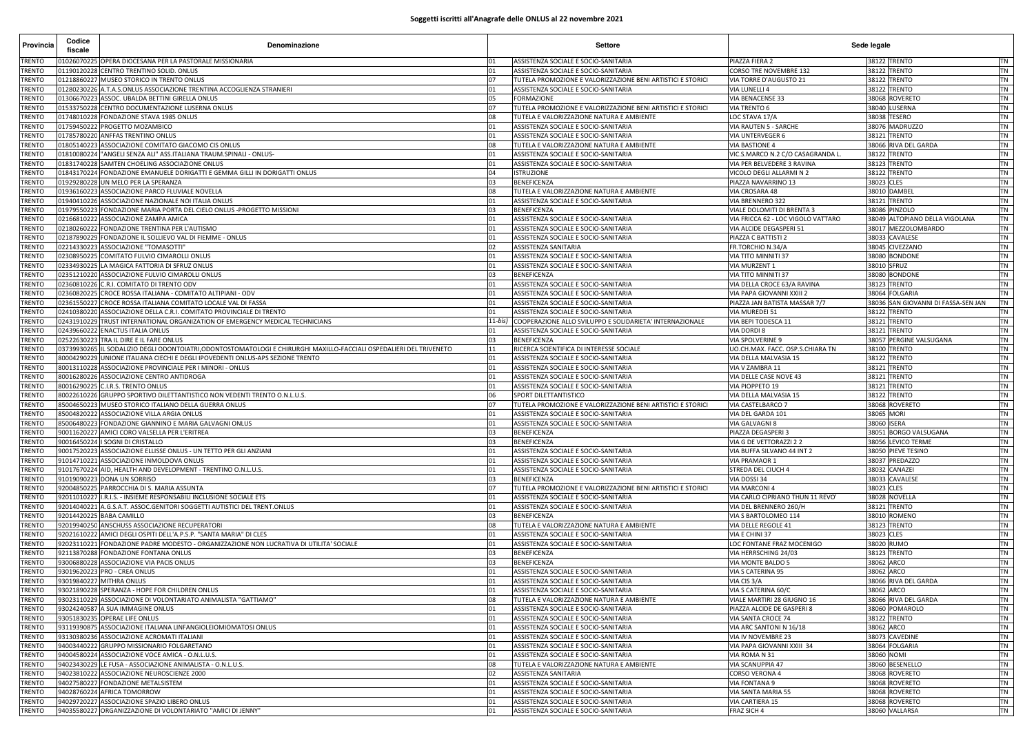## Soggetti iscritti all'Anagrafe delle ONLUS al 22 novembre 2021

| Provincia | Codice fiscale | Denominazione | Settore | | Sede legale | | | |
|---|---|---|---|---|---|---|---|---|
| TRENTO | 01026070225 | OPERA DIOCESANA PER LA PASTORALE MISSIONARIA | 01 | ASSISTENZA SOCIALE E SOCIO-SANITARIA | PIAZZA FIERA 2 | 38122 | TRENTO | TN |
| TRENTO | 01190120228 | CENTRO TRENTINO SOLID. ONLUS | 01 | ASSISTENZA SOCIALE E SOCIO-SANITARIA | CORSO TRE NOVEMBRE 132 | 38122 | TRENTO | TN |
| TRENTO | 01218860227 | MUSEO STORICO IN TRENTO ONLUS | 07 | TUTELA PROMOZIONE E VALORIZZAZIONE BENI ARTISTICI E STORICI | VIA TORRE D'AUGUSTO 21 | 38122 | TRENTO | TN |
| TRENTO | 01280230226 | A.T.A.S.ONLUS ASSOCIAZIONE TRENTINA ACCOGLIENZA STRANIERI | 01 | ASSISTENZA SOCIALE E SOCIO-SANITARIA | VIA LUNELLI 4 | 38122 | TRENTO | TN |
| TRENTO | 01306670223 | ASSOC. UBALDA BETTINI GIRELLA ONLUS | 05 | FORMAZIONE | VIA BENACENSE 33 | 38068 | ROVERETO | TN |
| TRENTO | 01533750228 | CENTRO DOCUMENTAZIONE LUSERNA ONLUS | 07 | TUTELA PROMOZIONE E VALORIZZAZIONE BENI ARTISTICI E STORICI | VIA TRENTO 6 | 38040 | LUSERNA | TN |
| TRENTO | 01748010228 | FONDAZIONE STAVA 1985 ONLUS | 08 | TUTELA E VALORIZZAZIONE NATURA E AMBIENTE | LOC STAVA 17/A | 38038 | TESERO | TN |
| TRENTO | 01759450222 | PROGETTO MOZAMBICO | 01 | ASSISTENZA SOCIALE E SOCIO-SANITARIA | VIA RAUTEN 5 - SARCHE | 38076 | MADRUZZO | TN |
| TRENTO | 01785780220 | ANFFAS TRENTINO ONLUS | 01 | ASSISTENZA SOCIALE E SOCIO-SANITARIA | VIA UNTERVEGER 6 | 38121 | TRENTO | TN |
| TRENTO | 01805140223 | ASSOCIAZIONE COMITATO GIACOMO CIS ONLUS | 08 | TUTELA E VALORIZZAZIONE NATURA E AMBIENTE | VIA BASTIONE 4 | 38066 | RIVA DEL GARDA | TN |
| TRENTO | 01810080224 | "ANGELI SENZA ALI" ASS.ITALIANA TRAUM.SPINALI - ONLUS- | 01 | ASSISTENZA SOCIALE E SOCIO-SANITARIA | VIC.S.MARCO N.2 C/O CASAGRANDA L. | 38122 | TRENTO | TN |
| TRENTO | 01831740228 | SAMTEN CHOELING ASSOCIAZIONE ONLUS | 01 | ASSISTENZA SOCIALE E SOCIO-SANITARIA | VIA PER BELVEDERE 3 RAVINA | 38123 | TRENTO | TN |
| TRENTO | 01843170224 | FONDAZIONE EMANUELE DORIGATTI E GEMMA GILLI IN DORIGATTI ONLUS | 04 | ISTRUZIONE | VICOLO DEGLI ALLARMI N 2 | 38122 | TRENTO | TN |
| TRENTO | 01929280228 | UN MELO PER LA SPERANZA | 03 | BENEFICENZA | PIAZZA NAVARRINO 13 | 38023 | CLES | TN |
| TRENTO | 01936160223 | ASSOCIAZIONE PARCO FLUVIALE NOVELLA | 08 | TUTELA E VALORIZZAZIONE NATURA E AMBIENTE | VIA CROSARA 48 | 38010 | DAMBEL | TN |
| TRENTO | 01940410226 | ASSOCIAZIONE NAZIONALE NOI ITALIA ONLUS | 01 | ASSISTENZA SOCIALE E SOCIO-SANITARIA | VIA BRENNERO 322 | 38121 | TRENTO | TN |
| TRENTO | 01979550223 | FONDAZIONE MARIA PORTA DEL CIELO ONLUS -PROGETTO MISSIONI | 03 | BENEFICENZA | VIALE DOLOMITI DI BRENTA 3 | 38086 | PINZOLO | TN |
| TRENTO | 02166810222 | ASSOCIAZIONE ZAMPA AMICA | 01 | ASSISTENZA SOCIALE E SOCIO-SANITARIA | VIA FRICCA 62 - LOC VIGOLO VATTARO | 38049 | ALTOPIANO DELLA VIGOLANA | TN |
| TRENTO | 02180260222 | FONDAZIONE TRENTINA PER L'AUTISMO | 01 | ASSISTENZA SOCIALE E SOCIO-SANITARIA | VIA ALCIDE DEGASPERI 51 | 38017 | MEZZOLOMBARDO | TN |
| TRENTO | 02187890229 | FONDAZIONE IL SOLLIEVO VAL DI FIEMME - ONLUS | 01 | ASSISTENZA SOCIALE E SOCIO-SANITARIA | PIAZZA C BATTISTI 2 | 38033 | CAVALESE | TN |
| TRENTO | 02214330223 | ASSOCIAZIONE "TOMASOTTI" | 02 | ASSISTENZA SANITARIA | FR.TORCHIO N.34/A | 38045 | CIVEZZANO | TN |
| TRENTO | 02308950225 | COMITATO FULVIO CIMAROLLI ONLUS | 01 | ASSISTENZA SOCIALE E SOCIO-SANITARIA | VIA TITO MINNITI 37 | 38080 | BONDONE | TN |
| TRENTO | 02334930225 | LA MAGICA FATTORIA DI SFRUZ ONLUS | 01 | ASSISTENZA SOCIALE E SOCIO-SANITARIA | VIA MURZENT 1 | 38010 | SFRUZ | TN |
| TRENTO | 02351210220 | ASSOCIAZIONE FULVIO CIMAROLLI ONLUS | 03 | BENEFICENZA | VIA TITO MINNITI 37 | 38080 | BONDONE | TN |
| TRENTO | 02360810226 | C.R.I. COMITATO DI TRENTO ODV | 01 | ASSISTENZA SOCIALE E SOCIO-SANITARIA | VIA DELLA CROCE 63/A RAVINA | 38123 | TRENTO | TN |
| TRENTO | 02360820225 | CROCE ROSSA ITALIANA - COMITATO ALTIPIANI - ODV | 01 | ASSISTENZA SOCIALE E SOCIO-SANITARIA | VIA PAPA GIOVANNI XXIII 2 | 38064 | FOLGARIA | TN |
| TRENTO | 02361550227 | CROCE ROSSA ITALIANA COMITATO LOCALE VAL DI FASSA | 01 | ASSISTENZA SOCIALE E SOCIO-SANITARIA | PIAZZA JAN BATISTA MASSAR 7/7 | 38036 | SAN GIOVANNI DI FASSA-SEN JAN | TN |
| TRENTO | 02410380220 | ASSOCIAZIONE DELLA C.R.I. COMITATO PROVINCIALE DI TRENTO | 01 | ASSISTENZA SOCIALE E SOCIO-SANITARIA | VIA MUREDEI 51 | 38122 | TRENTO | TN |
| TRENTO | 02431910229 | TRUST INTERNATIONAL ORGANIZATION OF EMERGENCY MEDICAL TECHNICIANS | 11-bis) | COOPERAZIONE ALLO SVILUPPO E SOLIDARIETA' INTERNAZIONALE | VIA BEPI TODESCA 11 | 38121 | TRENTO | TN |
| TRENTO | 02439660222 | ENACTUS ITALIA ONLUS | 01 | ASSISTENZA SOCIALE E SOCIO-SANITARIA | VIA DORDI 8 | 38121 | TRENTO | TN |
| TRENTO | 02522630223 | TRA IL DIRE E IL FARE ONLUS | 03 | BENEFICENZA | VIA SPOLVERINE 9 | 38057 | PERGINE VALSUGANA | TN |
| TRENTO | 03739930265 | IL SODALIZIO DEGLI ODONTOIATRI,ODONTOSTOMATOLOGI E CHIRURGHI MAXILLO-FACCIALI OSPEDALIERI DEL TRIVENETO | 11 | RICERCA SCIENTIFICA DI INTERESSE SOCIALE | UO.CH.MAX. FACC. OSP.S.CHIARA TN | 38100 | TRENTO | TN |
| TRENTO | 80004290229 | UNIONE ITALIANA CIECHI E DEGLI IPOVEDENTI ONLUS-APS SEZIONE TRENTO | 01 | ASSISTENZA SOCIALE E SOCIO-SANITARIA | VIA DELLA MALVASIA 15 | 38122 | TRENTO | TN |
| TRENTO | 80013110228 | ASSOCIAZIONE PROVINCIALE PER I MINORI - ONLUS | 01 | ASSISTENZA SOCIALE E SOCIO-SANITARIA | VIA V ZAMBRA 11 | 38121 | TRENTO | TN |
| TRENTO | 80016280226 | ASSOCIAZIONE CENTRO ANTIDROGA | 01 | ASSISTENZA SOCIALE E SOCIO-SANITARIA | VIA DELLE CASE NOVE 43 | 38121 | TRENTO | TN |
| TRENTO | 80016290225 | C.I.R.S. TRENTO ONLUS | 01 | ASSISTENZA SOCIALE E SOCIO-SANITARIA | VIA PIOPPETO 19 | 38121 | TRENTO | TN |
| TRENTO | 80022610226 | GRUPPO SPORTIVO DILETTANTISTICO NON VEDENTI TRENTO O.N.L.U.S. | 06 | SPORT DILETTANTISTICO | VIA DELLA MALVASIA 15 | 38122 | TRENTO | TN |
| TRENTO | 85004650223 | MUSEO STORICO ITALIANO DELLA GUERRA ONLUS | 07 | TUTELA PROMOZIONE E VALORIZZAZIONE BENI ARTISTICI E STORICI | VIA CASTELBARCO 7 | 38068 | ROVERETO | TN |
| TRENTO | 85004820222 | ASSOCIAZIONE VILLA ARGIA ONLUS | 01 | ASSISTENZA SOCIALE E SOCIO-SANITARIA | VIA DEL GARDA 101 | 38065 | MORI | TN |
| TRENTO | 85006480223 | FONDAZIONE GIANNINO E MARIA GALVAGNI ONLUS | 01 | ASSISTENZA SOCIALE E SOCIO-SANITARIA | VIA GALVAGNI 8 | 38060 | ISERA | TN |
| TRENTO | 90011620227 | AMICI CORO VALSELLA PER L'ERITREA | 03 | BENEFICENZA | PIAZZA DEGASPERI 3 | 38051 | BORGO VALSUGANA | TN |
| TRENTO | 90016450224 | I SOGNI DI CRISTALLO | 03 | BENEFICENZA | VIA G DE VETTORAZZI 2 2 | 38056 | LEVICO TERME | TN |
| TRENTO | 90017520223 | ASSOCIAZIONE ELLISSE ONLUS - UN TETTO PER GLI ANZIANI | 01 | ASSISTENZA SOCIALE E SOCIO-SANITARIA | VIA BUFFA SILVANO 44 INT 2 | 38050 | PIEVE TESINO | TN |
| TRENTO | 91014710221 | ASSOCIAZIONE INMOLDOVA ONLUS | 01 | ASSISTENZA SOCIALE E SOCIO-SANITARIA | VIA PRAMAOR 1 | 38037 | PREDAZZO | TN |
| TRENTO | 91017670224 | AID, HEALTH AND DEVELOPMENT - TRENTINO O.N.L.U.S. | 01 | ASSISTENZA SOCIALE E SOCIO-SANITARIA | STREDA DEL CIUCH 4 | 38032 | CANAZEI | TN |
| TRENTO | 91019090223 | DONA UN SORRISO | 03 | BENEFICENZA | VIA DOSSI 34 | 38033 | CAVALESE | TN |
| TRENTO | 92004850225 | PARROCCHIA DI S. MARIA ASSUNTA | 07 | TUTELA PROMOZIONE E VALORIZZAZIONE BENI ARTISTICI E STORICI | VIA MARCONI 4 | 38023 | CLES | TN |
| TRENTO | 92011010227 | I.R.I.S. - INSIEME RESPONSABILI INCLUSIONE SOCIALE ETS | 01 | ASSISTENZA SOCIALE E SOCIO-SANITARIA | VIA CARLO CIPRIANO THUN 11 REVO' | 38028 | NOVELLA | TN |
| TRENTO | 92014040221 | A.G.S.A.T. ASSOC.GENITORI SOGGETTI AUTISTICI DEL TRENT.ONLUS | 01 | ASSISTENZA SOCIALE E SOCIO-SANITARIA | VIA DEL BRENNERO 260/H | 38121 | TRENTO | TN |
| TRENTO | 92014420225 | BABA CAMILLO | 03 | BENEFICENZA | VIA S BARTOLOMEO 114 | 38010 | ROMENO | TN |
| TRENTO | 92019940250 | ANSCHUSS ASSOCIAZIONE RECUPERATORI | 08 | TUTELA E VALORIZZAZIONE NATURA E AMBIENTE | VIA DELLE REGOLE 41 | 38123 | TRENTO | TN |
| TRENTO | 92021610222 | AMICI DEGLI OSPITI DELL'A.P.S.P. "SANTA MARIA" DI CLES | 01 | ASSISTENZA SOCIALE E SOCIO-SANITARIA | VIA E CHINI 37 | 38023 | CLES | TN |
| TRENTO | 92023110221 | FONDAZIONE PADRE MODESTO - ORGANIZZAZIONE NON LUCRATIVA DI UTILITA' SOCIALE | 01 | ASSISTENZA SOCIALE E SOCIO-SANITARIA | LOC FONTANE FRAZ MOCENIGO | 38020 | RUMO | TN |
| TRENTO | 92113870288 | FONDAZIONE FONTANA ONLUS | 03 | BENEFICENZA | VIA HERRSCHING 24/03 | 38123 | TRENTO | TN |
| TRENTO | 93006880228 | ASSOCIAZIONE VIA PACIS ONLUS | 03 | BENEFICENZA | VIA MONTE BALDO 5 | 38062 | ARCO | TN |
| TRENTO | 93019620223 | PRO - CREA ONLUS | 01 | ASSISTENZA SOCIALE E SOCIO-SANITARIA | VIA S CATERINA 95 | 38062 | ARCO | TN |
| TRENTO | 93019840227 | MITHRA ONLUS | 01 | ASSISTENZA SOCIALE E SOCIO-SANITARIA | VIA CIS 3/A | 38066 | RIVA DEL GARDA | TN |
| TRENTO | 93021890228 | SPERANZA - HOPE FOR CHILDREN ONLUS | 01 | ASSISTENZA SOCIALE E SOCIO-SANITARIA | VIA S CATERINA 60/C | 38062 | ARCO | TN |
| TRENTO | 93023110229 | ASSOCIAZIONE DI VOLONTARIATO ANIMALISTA "GATTIAMO" | 08 | TUTELA E VALORIZZAZIONE NATURA E AMBIENTE | VIALE MARTIRI 28 GIUGNO 16 | 38066 | RIVA DEL GARDA | TN |
| TRENTO | 93024240587 | A SUA IMMAGINE ONLUS | 01 | ASSISTENZA SOCIALE E SOCIO-SANITARIA | PIAZZA ALCIDE DE GASPERI 8 | 38060 | POMAROLO | TN |
| TRENTO | 93051830235 | OPERAE LIFE ONLUS | 01 | ASSISTENZA SOCIALE E SOCIO-SANITARIA | VIA SANTA CROCE 74 | 38122 | TRENTO | TN |
| TRENTO | 93119390875 | ASSOCIAZIONE ITALIANA LINFANGIOLEIOMIOMATOSI ONLUS | 01 | ASSISTENZA SOCIALE E SOCIO-SANITARIA | VIA ARC SANTONI N 16/18 | 38062 | ARCO | TN |
| TRENTO | 93130380236 | ASSOCIAZIONE ACROMATI ITALIANI | 01 | ASSISTENZA SOCIALE E SOCIO-SANITARIA | VIA IV NOVEMBRE 23 | 38073 | CAVEDINE | TN |
| TRENTO | 94003440222 | GRUPPO MISSIONARIO FOLGARETANO | 01 | ASSISTENZA SOCIALE E SOCIO-SANITARIA | VIA PAPA GIOVANNI XXIII 34 | 38064 | FOLGARIA | TN |
| TRENTO | 94004580224 | ASSOCIAZIONE VOCE AMICA - O.N.L.U.S. | 01 | ASSISTENZA SOCIALE E SOCIO-SANITARIA | VIA ROMA N 31 | 38060 | NOMI | TN |
| TRENTO | 94023430229 | LE FUSA - ASSOCIAZIONE ANIMALISTA - O.N.L.U.S. | 08 | TUTELA E VALORIZZAZIONE NATURA E AMBIENTE | VIA SCANUPPIA 47 | 38060 | BESENELLO | TN |
| TRENTO | 94023810222 | ASSOCIAZIONE NEUROSCIENZE 2000 | 02 | ASSISTENZA SANITARIA | CORSO VERONA 4 | 38068 | ROVERETO | TN |
| TRENTO | 94027580227 | FONDAZIONE METALSISTEM | 01 | ASSISTENZA SOCIALE E SOCIO-SANITARIA | VIA FONTANA 9 | 38068 | ROVERETO | TN |
| TRENTO | 94028760224 | AFRICA TOMORROW | 01 | ASSISTENZA SOCIALE E SOCIO-SANITARIA | VIA SANTA MARIA 55 | 38068 | ROVERETO | TN |
| TRENTO | 94029720227 | ASSOCIAZIONE SPAZIO LIBERO ONLUS | 01 | ASSISTENZA SOCIALE E SOCIO-SANITARIA | VIA CARTIERA 15 | 38068 | ROVERETO | TN |
| TRENTO | 94035580227 | ORGANIZZAZIONE DI VOLONTARIATO "AMICI DI JENNY" | 01 | ASSISTENZA SOCIALE E SOCIO-SANITARIA | FRAZ SICH 4 | 38060 | VALLARSA | TN |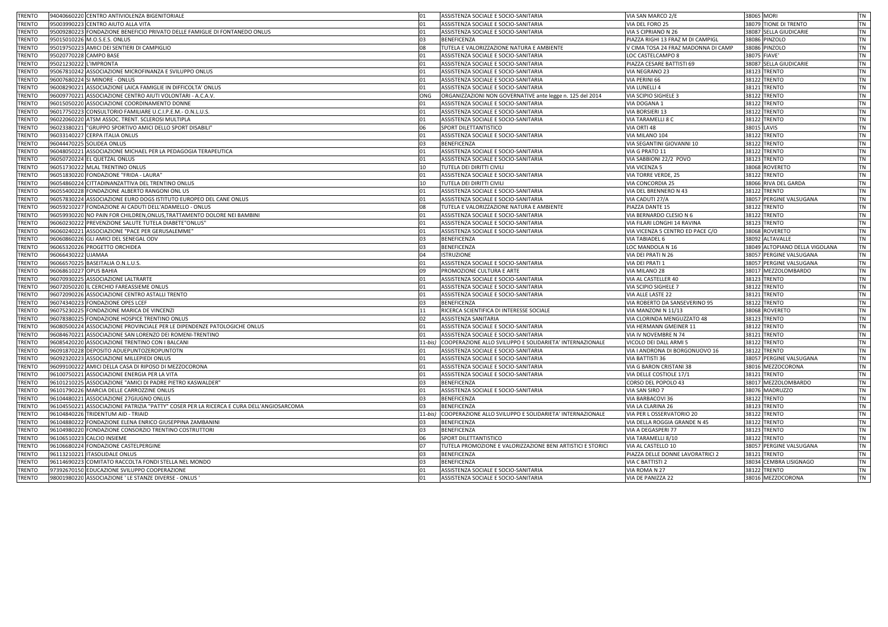| | | | | | | | | |
|---|---|---|---|---|---|---|---|---|
| TRENTO | 94040660220 | CENTRO ANTIVIOLENZA BIGENITORIALE | 01 | ASSISTENZA SOCIALE E SOCIO-SANITARIA | VIA SAN MARCO 2/E | 38065 | MORI | TN |
| TRENTO | 95003990223 | CENTRO AIUTO ALLA VITA | 01 | ASSISTENZA SOCIALE E SOCIO-SANITARIA | VIA DEL FORO 25 | 38079 | TIONE DI TRENTO | TN |
| TRENTO | 95009280223 | FONDAZIONE BENEFICIO PRIVATO DELLE FAMIGLIE DI FONTANEDO ONLUS | 01 | ASSISTENZA SOCIALE E SOCIO-SANITARIA | VIA S CIPRIANO N 26 | 38087 | SELLA GIUDICARIE | TN |
| TRENTO | 95015010226 | M.O.S.E.S. ONLUS | 03 | BENEFICENZA | PIAZZA RIGHI 13 FRAZ M DI CAMPIGL | 38086 | PINZOLO | TN |
| TRENTO | 95019750223 | AMICI DEI SENTIERI DI CAMPIGLIO | 08 | TUTELA E VALORIZZAZIONE NATURA E AMBIENTE | V CIMA TOSA 24 FRAZ MADONNA DI CAMP | 38086 | PINZOLO | TN |
| TRENTO | 95020770228 | CAMPO BASE | 01 | ASSISTENZA SOCIALE E SOCIO-SANITARIA | LOC CASTELCAMPO 8 | 38075 | FIAVE' | TN |
| TRENTO | 95021230222 | L'IMPRONTA | 01 | ASSISTENZA SOCIALE E SOCIO-SANITARIA | PIAZZA CESARE BATTISTI 69 | 38087 | SELLA GIUDICARIE | TN |
| TRENTO | 95067810242 | ASSOCIAZIONE MICROFINANZA E SVILUPPO ONLUS | 01 | ASSISTENZA SOCIALE E SOCIO-SANITARIA | VIA NEGRANO 23 | 38123 | TRENTO | TN |
| TRENTO | 96007680224 | SI MINORE - ONLUS | 01 | ASSISTENZA SOCIALE E SOCIO-SANITARIA | VIA PERINI 66 | 38122 | TRENTO | TN |
| TRENTO | 96008290221 | ASSOCIAZIONE LAICA FAMIGLIE IN DIFFICOLTA' ONLUS | 01 | ASSISTENZA SOCIALE E SOCIO-SANITARIA | VIA LUNELLI 4 | 38121 | TRENTO | TN |
| TRENTO | 96009770221 | ASSOCIAZIONE CENTRO AIUTI VOLONTARI - A.C.A.V. | ONG | ORGANIZZAZIONI NON GOVERNATIVE ante legge n. 125 del 2014 | VIA SCIPIO SIGHELE 3 | 38122 | TRENTO | TN |
| TRENTO | 96015050220 | ASSOCIAZIONE COORDINAMENTO DONNE | 01 | ASSISTENZA SOCIALE E SOCIO-SANITARIA | VIA DOGANA 1 | 38122 | TRENTO | TN |
| TRENTO | 96017750223 | CONSULTORIO FAMILIARE U.C.I.P.E.M.- O.N.L.U.S. | 01 | ASSISTENZA SOCIALE E SOCIO-SANITARIA | VIA BORSIERI 13 | 38122 | TRENTO | TN |
| TRENTO | 96022060220 | ATSM ASSOC. TRENT. SCLEROSI MULTIPLA | 01 | ASSISTENZA SOCIALE E SOCIO-SANITARIA | VIA TARAMELLI 8 C | 38122 | TRENTO | TN |
| TRENTO | 96023380221 | "GRUPPO SPORTIVO AMICI DELLO SPORT DISABILI" | 06 | SPORT DILETTANTISTICO | VIA ORTI 48 | 38015 | LAVIS | TN |
| TRENTO | 96033140227 | CERPA ITALIA ONLUS | 01 | ASSISTENZA SOCIALE E SOCIO-SANITARIA | VIA MILANO 104 | 38122 | TRENTO | TN |
| TRENTO | 96044470225 | SOLIDEA ONLUS | 03 | BENEFICENZA | VIA SEGANTINI GIOVANNI 10 | 38122 | TRENTO | TN |
| TRENTO | 96048050221 | ASSOCIAZIONE MICHAEL PER LA PEDAGOGIA TERAPEUTICA | 01 | ASSISTENZA SOCIALE E SOCIO-SANITARIA | VIA G PRATO 11 | 38122 | TRENTO | TN |
| TRENTO | 96050720224 | EL QUETZAL ONLUS | 01 | ASSISTENZA SOCIALE E SOCIO-SANITARIA | VIA SABBIONI 22/2 POVO | 38123 | TRENTO | TN |
| TRENTO | 96051730222 | MLAL TRENTINO ONLUS | 10 | TUTELA DEI DIRITTI CIVILI | VIA VICENZA 5 | 38068 | ROVERETO | TN |
| TRENTO | 96051830220 | FONDAZIONE "FRIDA - LAURA" | 01 | ASSISTENZA SOCIALE E SOCIO-SANITARIA | VIA TORRE VERDE, 25 | 38122 | TRENTO | TN |
| TRENTO | 96054860224 | CITTADINANZATTIVA DEL TRENTINO ONLUS | 10 | TUTELA DEI DIRITTI CIVILI | VIA CONCORDIA 25 | 38066 | RIVA DEL GARDA | TN |
| TRENTO | 96055400228 | FONDAZIONE ALBERTO RANGONI ONL US | 01 | ASSISTENZA SOCIALE E SOCIO-SANITARIA | VIA DEL BRENNERO N 43 | 38122 | TRENTO | TN |
| TRENTO | 96057830224 | ASSOCIAZIONE EURO DOGS ISTITUTO EUROPEO DEL CANE ONLUS | 01 | ASSISTENZA SOCIALE E SOCIO-SANITARIA | VIA CADUTI 27/A | 38057 | PERGINE VALSUGANA | TN |
| TRENTO | 96059210227 | FONDAZIONE AI CADUTI DELL'ADAMELLO - ONLUS | 08 | TUTELA E VALORIZZAZIONE NATURA E AMBIENTE | PIAZZA DANTE 15 | 38122 | TRENTO | TN |
| TRENTO | 96059930220 | NO PAIN FOR CHILDREN,ONLUS,TRATTAMENTO DOLORE NEI BAMBINI | 01 | ASSISTENZA SOCIALE E SOCIO-SANITARIA | VIA BERNARDO CLESIO N 6 | 38122 | TRENTO | TN |
| TRENTO | 96060230222 | PREVENZIONE SALUTE TUTELA DIABETE"ONLUS" | 01 | ASSISTENZA SOCIALE E SOCIO-SANITARIA | VIA FILARI LONGHI 14 RAVINA | 38123 | TRENTO | TN |
| TRENTO | 96060240221 | ASSOCIAZIONE "PACE PER GERUSALEMME" | 01 | ASSISTENZA SOCIALE E SOCIO-SANITARIA | VIA VICENZA 5 CENTRO ED PACE C/O | 38068 | ROVERETO | TN |
| TRENTO | 96060860226 | GLI AMICI DEL SENEGAL ODV | 03 | BENEFICENZA | VIA TABIADEL 6 | 38092 | ALTAVALLE | TN |
| TRENTO | 96065320226 | PROGETTO ORCHIDEA | 03 | BENEFICENZA | LOC MANDOLA N 16 | 38049 | ALTOPIANO DELLA VIGOLANA | TN |
| TRENTO | 96066430222 | UJAMAA | 04 | ISTRUZIONE | VIA DEI PRATI N 26 | 38057 | PERGINE VALSUGANA | TN |
| TRENTO | 96066570225 | BASEITALIA O.N.L.U.S. | 01 | ASSISTENZA SOCIALE E SOCIO-SANITARIA | VIA DEI PRATI 1 | 38057 | PERGINE VALSUGANA | TN |
| TRENTO | 96068610227 | OPUS BAHIA | 09 | PROMOZIONE CULTURA E ARTE | VIA MILANO 28 | 38017 | MEZZOLOMBARDO | TN |
| TRENTO | 96070930225 | ASSOCIAZIONE LALTRARTE | 01 | ASSISTENZA SOCIALE E SOCIO-SANITARIA | VIA AL CASTELLER 40 | 38123 | TRENTO | TN |
| TRENTO | 96072050220 | IL CERCHIO FAREASSIEME ONLUS | 01 | ASSISTENZA SOCIALE E SOCIO-SANITARIA | VIA SCIPIO SIGHELE 7 | 38122 | TRENTO | TN |
| TRENTO | 96072090226 | ASSOCIAZIONE CENTRO ASTALLI TRENTO | 01 | ASSISTENZA SOCIALE E SOCIO-SANITARIA | VIA ALLE LASTE 22 | 38121 | TRENTO | TN |
| TRENTO | 96074340223 | FONDAZIONE OPES LCEF | 03 | BENEFICENZA | VIA ROBERTO DA SANSEVERINO 95 | 38122 | TRENTO | TN |
| TRENTO | 96075230225 | FONDAZIONE MARICA DE VINCENZI | 11 | RICERCA SCIENTIFICA DI INTERESSE SOCIALE | VIA MANZONI N 11/13 | 38068 | ROVERETO | TN |
| TRENTO | 96078380225 | FONDAZIONE HOSPICE TRENTINO ONLUS | 02 | ASSISTENZA SANITARIA | VIA CLORINDA MENGUZZATO 48 | 38123 | TRENTO | TN |
| TRENTO | 96080500224 | ASSOCIAZIONE PROVINCIALE PER LE DIPENDENZE PATOLOGICHE ONLUS | 01 | ASSISTENZA SOCIALE E SOCIO-SANITARIA | VIA HERMANN GMEINER 11 | 38122 | TRENTO | TN |
| TRENTO | 96084670221 | ASSOCIAZIONE SAN LORENZO DEI ROMENI-TRENTINO | 01 | ASSISTENZA SOCIALE E SOCIO-SANITARIA | VIA IV NOVEMBRE N 74 | 38121 | TRENTO | TN |
| TRENTO | 96085420220 | ASSOCIAZIONE TRENTINO CON I BALCANI | 11-*bis)* | COOPERAZIONE ALLO SVILUPPO E SOLIDARIETA' INTERNAZIONALE | VICOLO DEI DALL ARMI 5 | 38122 | TRENTO | TN |
| TRENTO | 96091870228 | DEPOSITO ADUEPUNTOZEROPUNTOTN | 01 | ASSISTENZA SOCIALE E SOCIO-SANITARIA | VIA I ANDRONA DI BORGONUOVO 16 | 38122 | TRENTO | TN |
| TRENTO | 96092320223 | ASSOCIAZIONE MILLEPIEDI ONLUS | 01 | ASSISTENZA SOCIALE E SOCIO-SANITARIA | VIA BATTISTI 36 | 38057 | PERGINE VALSUGANA | TN |
| TRENTO | 96099100222 | AMICI DELLA CASA DI RIPOSO DI MEZZOCORONA | 01 | ASSISTENZA SOCIALE E SOCIO-SANITARIA | VIA G BARON CRISTANI 38 | 38016 | MEZZOCORONA | TN |
| TRENTO | 96100750221 | ASSOCIAZIONE ENERGIA PER LA VITA | 01 | ASSISTENZA SOCIALE E SOCIO-SANITARIA | VIA DELLE COSTIOLE 17/1 | 38121 | TRENTO | TN |
| TRENTO | 96101210225 | ASSOCIAZIONE "AMICI DI PADRE PIETRO KASWALDER" | 03 | BENEFICENZA | CORSO DEL POPOLO 43 | 38017 | MEZZOLOMBARDO | TN |
| TRENTO | 96101790226 | MARCIA DELLE CARROZZINE ONLUS | 01 | ASSISTENZA SOCIALE E SOCIO-SANITARIA | VIA SAN SIRO 7 | 38076 | MADRUZZO | TN |
| TRENTO | 96104480221 | ASSOCIAZIONE 27GIUGNO ONLUS | 03 | BENEFICENZA | VIA BARBACOVI 36 | 38122 | TRENTO | TN |
| TRENTO | 96104550221 | ASSOCIAZIONE PATRIZIA "PATTY" COSER PER LA RICERCA E CURA DELL'ANGIOSARCOMA | 03 | BENEFICENZA | VIA LA CLARINA 26 | 38123 | TRENTO | TN |
| TRENTO | 96104840226 | TRIDENTUM AID - TRIAID | 11-*bis)* | COOPERAZIONE ALLO SVILUPPO E SOLIDARIETA' INTERNAZIONALE | VIA PER L OSSERVATORIO 20 | 38122 | TRENTO | TN |
| TRENTO | 96104880222 | FONDAZIONE ELENA ENRICO GIUSEPPINA ZAMBANINI | 03 | BENEFICENZA | VIA DELLA ROGGIA GRANDE N 45 | 38122 | TRENTO | TN |
| TRENTO | 96104980220 | FONDAZIONE CONSORZIO TRENTINO COSTRUTTORI | 03 | BENEFICENZA | VIA A DEGASPERI 77 | 38123 | TRENTO | TN |
| TRENTO | 96106510223 | CALCIO INSIEME | 06 | SPORT DILETTANTISTICO | VIA TARAMELLI 8/10 | 38122 | TRENTO | TN |
| TRENTO | 96106680224 | FONDAZIONE CASTELPERGINE | 07 | TUTELA PROMOZIONE E VALORIZZAZIONE BENI ARTISTICI E STORICI | VIA AL CASTELLO 10 | 38057 | PERGINE VALSUGANA | TN |
| TRENTO | 96113210221 | ITASOLIDALE ONLUS | 03 | BENEFICENZA | PIAZZA DELLE DONNE LAVORATRICI 2 | 38121 | TRENTO | TN |
| TRENTO | 96114690223 | COMITATO RACCOLTA FONDI STELLA NEL MONDO | 03 | BENEFICENZA | VIA C BATTISTI 2 | 38034 | CEMBRA LISIGNAGO | TN |
| TRENTO | 97392670150 | EDUCAZIONE SVILUPPO COOPERAZIONE | 01 | ASSISTENZA SOCIALE E SOCIO-SANITARIA | VIA ROMA N 27 | 38122 | TRENTO | TN |
| TRENTO | 98001980220 | ASSOCIAZIONE ' LE STANZE DIVERSE - ONLUS ' | 01 | ASSISTENZA SOCIALE E SOCIO-SANITARIA | VIA DE PANIZZA 22 | 38016 | MEZZOCORONA | TN |